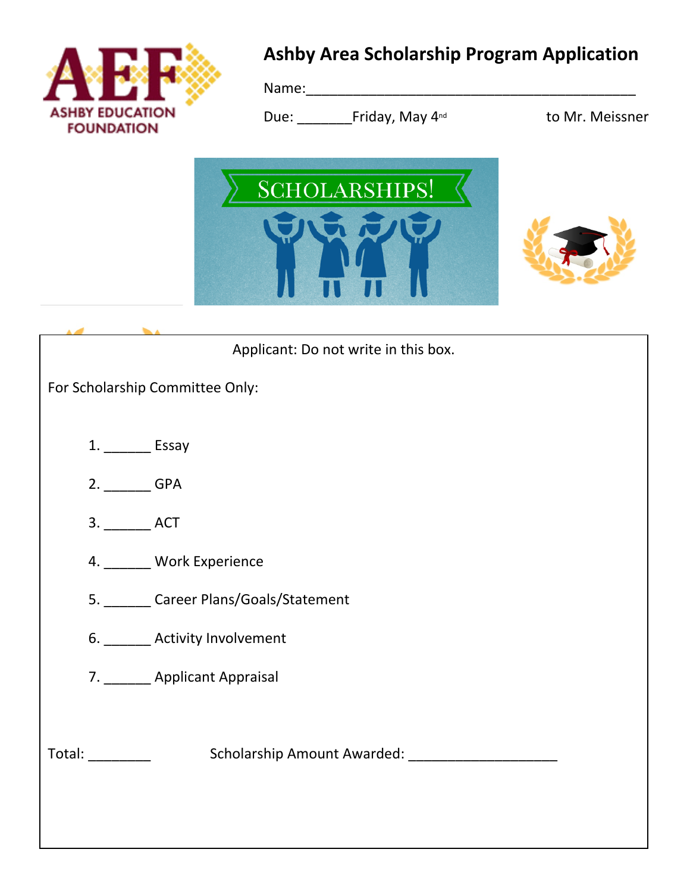# Ashby Area Scholarship Program Application

Name:___________________________________________

Due: _______Friday, May 4nd to Mr. Meissner

Applicant: Do not write in this box.

For Scholarship Committee Only:

1. ______ Essay
2. ______ GPA
3. ______ ACT
4. ______ Work Experience
5. ______ Career Plans/Goals/Statement
6. ______ Activity Involvement
7. ______ Applicant Appraisal

Total: ________ Scholarship Amount Awarded: ___________________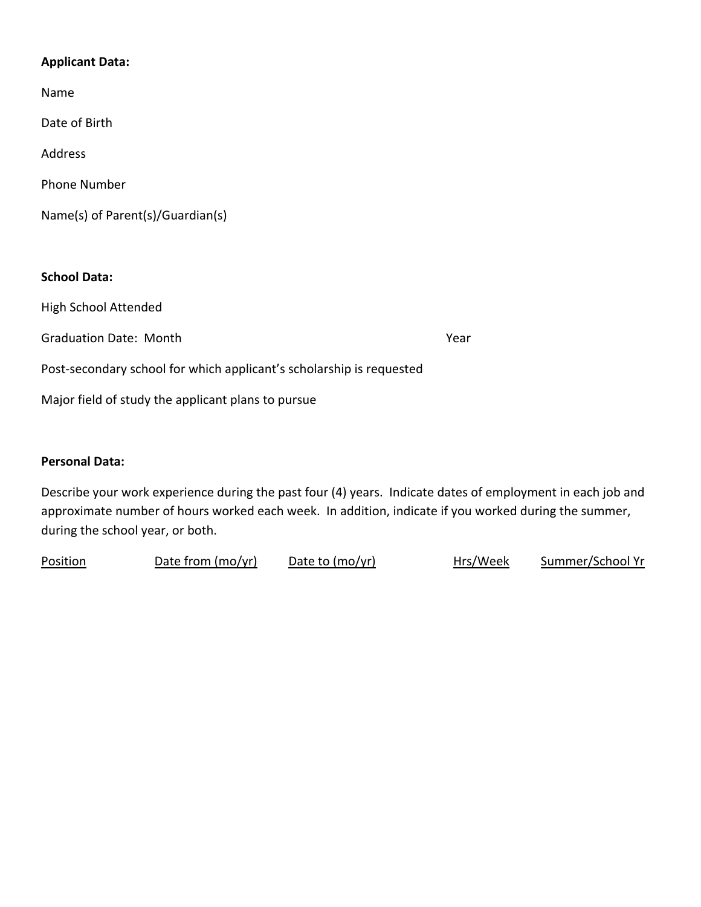**Applicant Data:**

Name

Date of Birth

Address

Phone Number

Name(s) of Parent(s)/Guardian(s)

**School Data:**

High School Attended

Graduation Date: Month Year

Post-secondary school for which applicant's scholarship is requested

Major field of study the applicant plans to pursue

**Personal Data:**

Describe your work experience during the past four (4) years. Indicate dates of employment in each job and approximate number of hours worked each week. In addition, indicate if you worked during the summer, during the school year, or both.

| Position | Date from (mo/yr) | Date to (mo/yr) | Hrs/Week | Summer/School Yr |
| --- | --- | --- | --- | --- |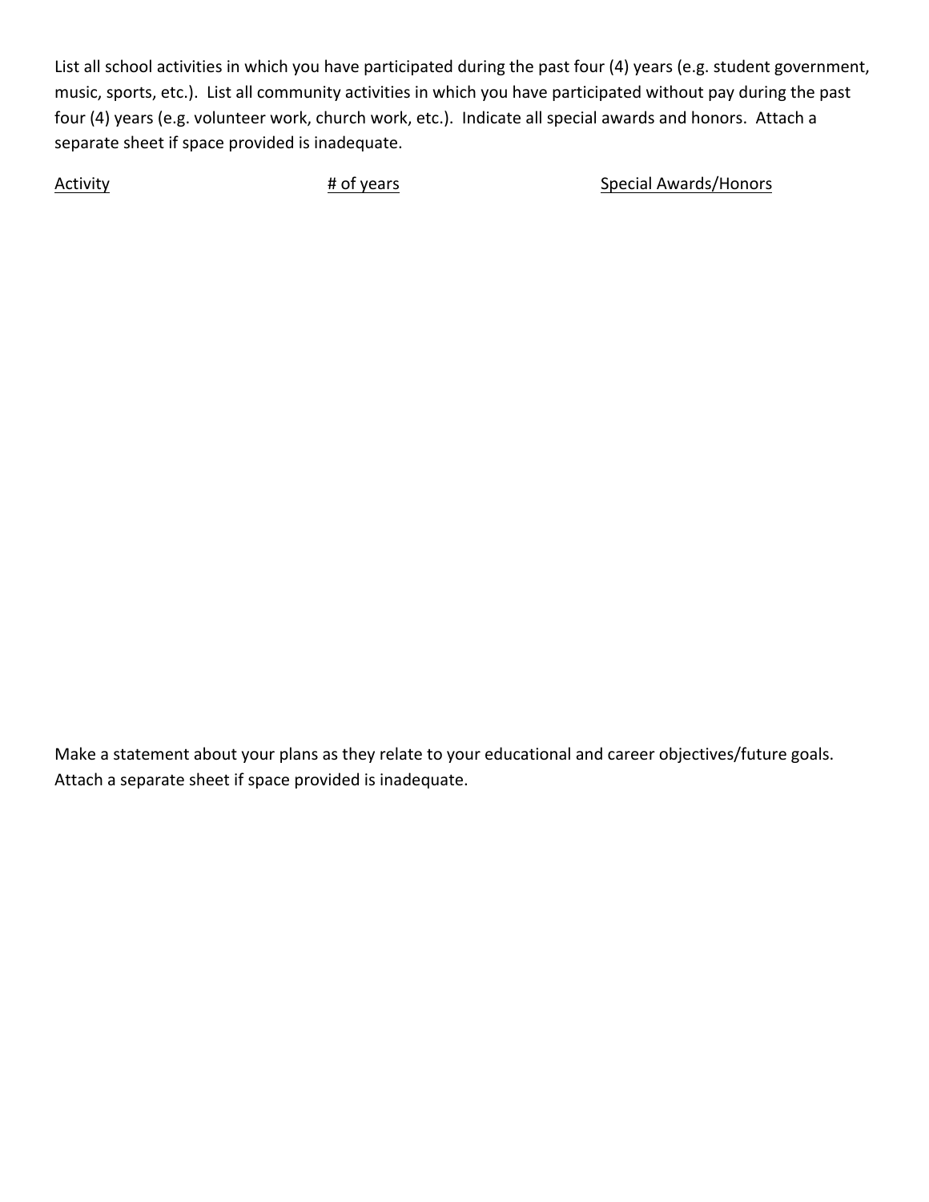List all school activities in which you have participated during the past four (4) years (e.g. student government, music, sports, etc.). List all community activities in which you have participated without pay during the past four (4) years (e.g. volunteer work, church work, etc.). Indicate all special awards and honors. Attach a separate sheet if space provided is inadequate.

| Activity | # of years | Special Awards/Honors |
|---|---|---|
| | | |

Make a statement about your plans as they relate to your educational and career objectives/future goals. Attach a separate sheet if space provided is inadequate.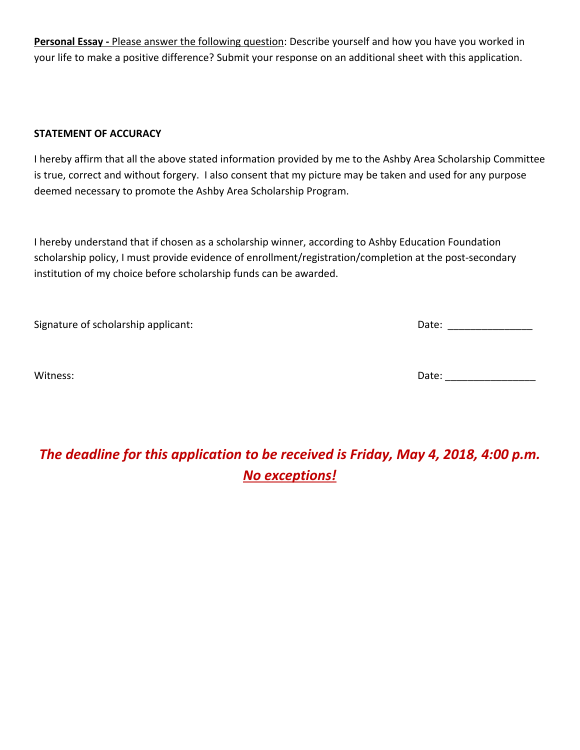**Personal Essay -** Please answer the following question: Describe yourself and how you have you worked in your life to make a positive difference? Submit your response on an additional sheet with this application.

**STATEMENT OF ACCURACY**

I hereby affirm that all the above stated information provided by me to the Ashby Area Scholarship Committee is true, correct and without forgery. I also consent that my picture may be taken and used for any purpose deemed necessary to promote the Ashby Area Scholarship Program.

I hereby understand that if chosen as a scholarship winner, according to Ashby Education Foundation scholarship policy, I must provide evidence of enrollment/registration/completion at the post-secondary institution of my choice before scholarship funds can be awarded.

Signature of scholarship applicant: Date: _______________

Witness: Date: ________________

***The deadline for this application to be received is Friday, May 4, 2018, 4:00 p.m.***

***No exceptions!***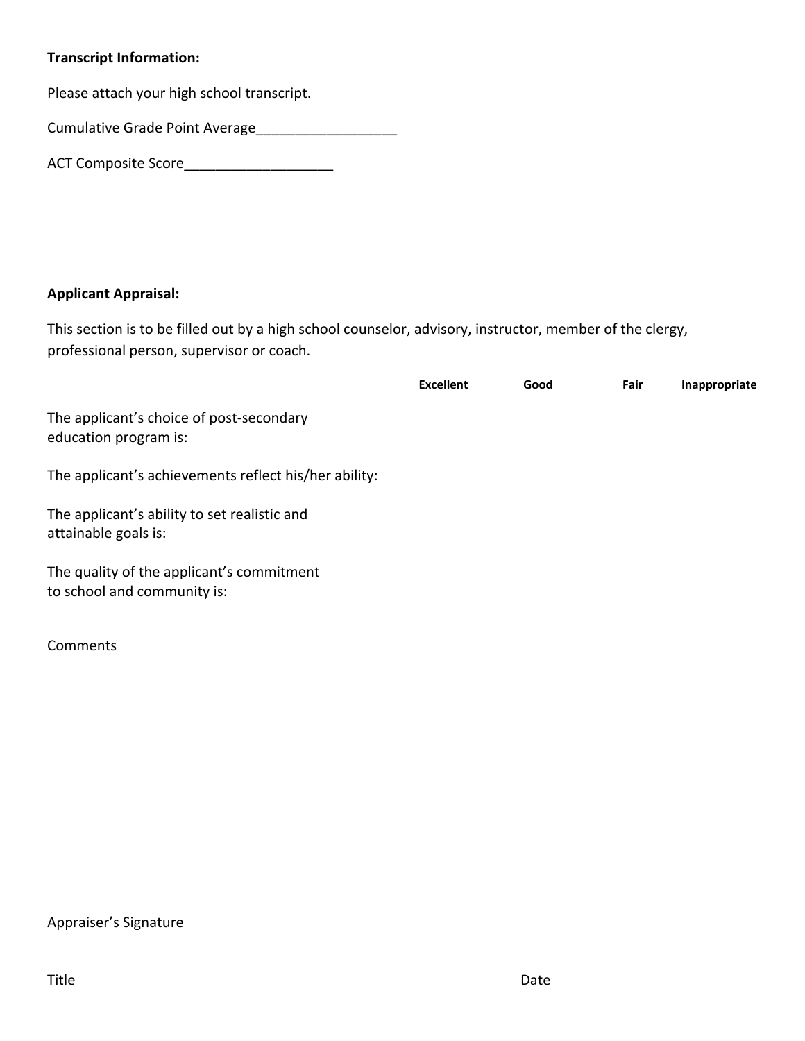**Transcript Information:**

Please attach your high school transcript.

Cumulative Grade Point Average__________________

ACT Composite Score___________________

**Applicant Appraisal:**

This section is to be filled out by a high school counselor, advisory, instructor, member of the clergy, professional person, supervisor or coach.

| | Excellent | Good | Fair | Inappropriate |
|---|---|---|---|---|
| The applicant's choice of post-secondary education program is: | | | | |
| The applicant's achievements reflect his/her ability: | | | | |
| The applicant's ability to set realistic and attainable goals is: | | | | |
| The quality of the applicant's commitment to school and community is: | | | | |

Comments

Appraiser's Signature

Title

Date